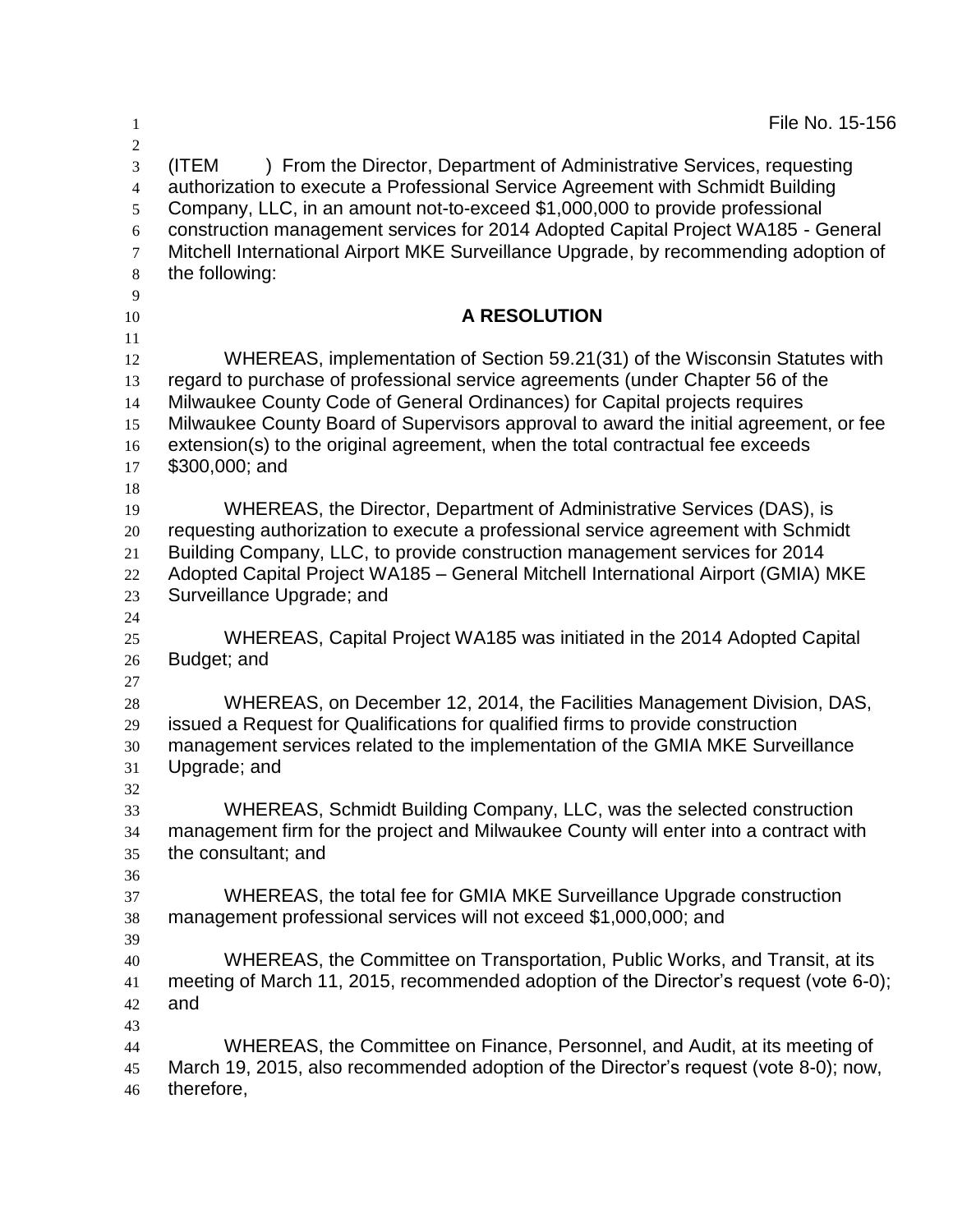File No. 15-156

(ITEM ) From the Director, Department of Administrative Services, requesting authorization to execute a Professional Service Agreement with Schmidt Building Company, LLC, in an amount not-to-exceed $1,000,000 to provide professional construction management services for 2014 Adopted Capital Project WA185 - General Mitchell International Airport MKE Surveillance Upgrade, by recommending adoption of the following:

## A RESOLUTION

WHEREAS, implementation of Section 59.21(31) of the Wisconsin Statutes with regard to purchase of professional service agreements (under Chapter 56 of the Milwaukee County Code of General Ordinances) for Capital projects requires Milwaukee County Board of Supervisors approval to award the initial agreement, or fee extension(s) to the original agreement, when the total contractual fee exceeds $300,000; and

WHEREAS, the Director, Department of Administrative Services (DAS), is requesting authorization to execute a professional service agreement with Schmidt Building Company, LLC, to provide construction management services for 2014 Adopted Capital Project WA185 – General Mitchell International Airport (GMIA) MKE Surveillance Upgrade; and

WHEREAS, Capital Project WA185 was initiated in the 2014 Adopted Capital Budget; and

WHEREAS, on December 12, 2014, the Facilities Management Division, DAS, issued a Request for Qualifications for qualified firms to provide construction management services related to the implementation of the GMIA MKE Surveillance Upgrade; and

WHEREAS, Schmidt Building Company, LLC, was the selected construction management firm for the project and Milwaukee County will enter into a contract with the consultant; and

WHEREAS, the total fee for GMIA MKE Surveillance Upgrade construction management professional services will not exceed $1,000,000; and

WHEREAS, the Committee on Transportation, Public Works, and Transit, at its meeting of March 11, 2015, recommended adoption of the Director's request (vote 6-0); and

WHEREAS, the Committee on Finance, Personnel, and Audit, at its meeting of March 19, 2015, also recommended adoption of the Director's request (vote 8-0); now, therefore,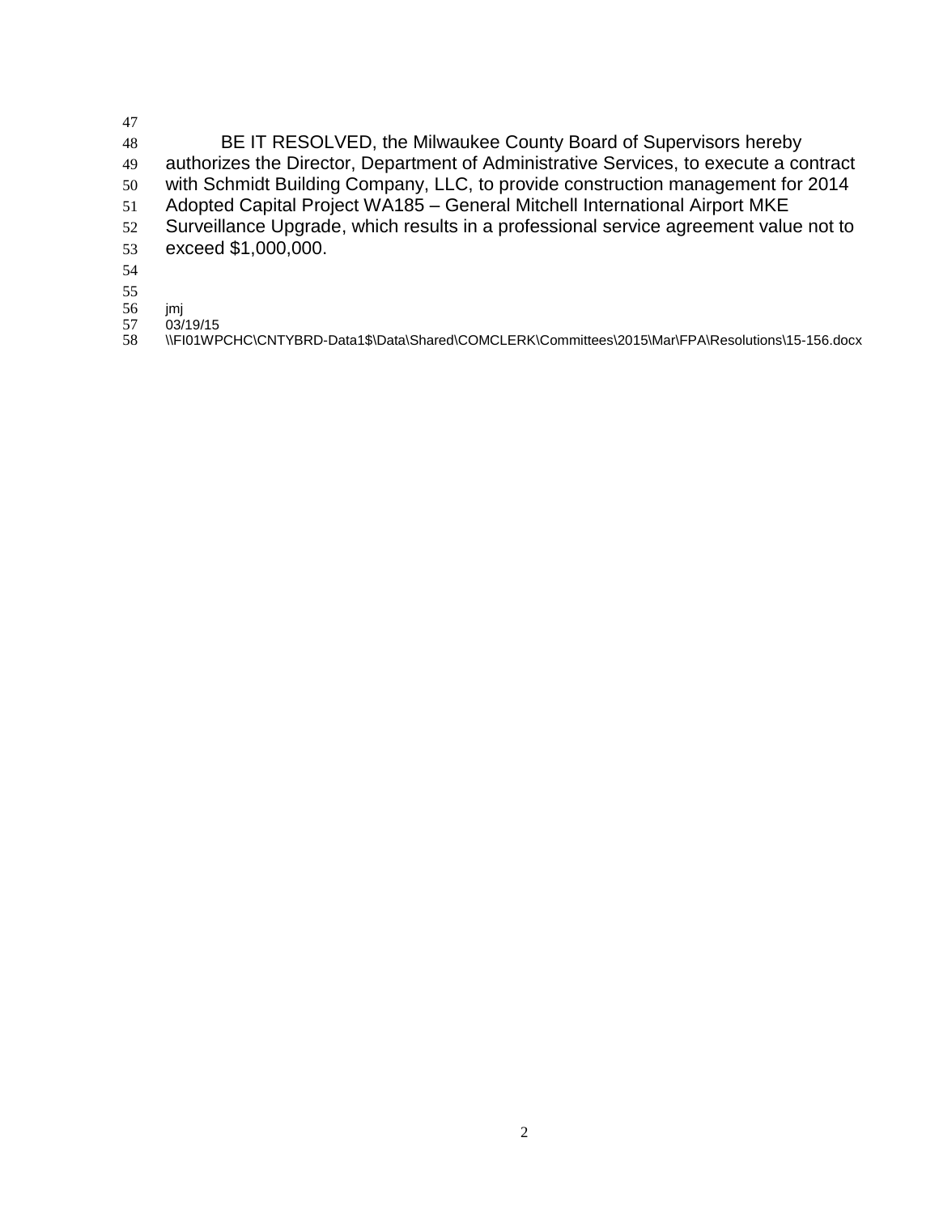BE IT RESOLVED, the Milwaukee County Board of Supervisors hereby authorizes the Director, Department of Administrative Services, to execute a contract with Schmidt Building Company, LLC, to provide construction management for 2014 Adopted Capital Project WA185 – General Mitchell International Airport MKE Surveillance Upgrade, which results in a professional service agreement value not to exceed $1,000,000.

jmj
03/19/15
\\FI01WPCHC\CNTYBRD-Data1$\Data\Shared\COMCLERK\Committees\2015\Mar\FPA\Resolutions\15-156.docx